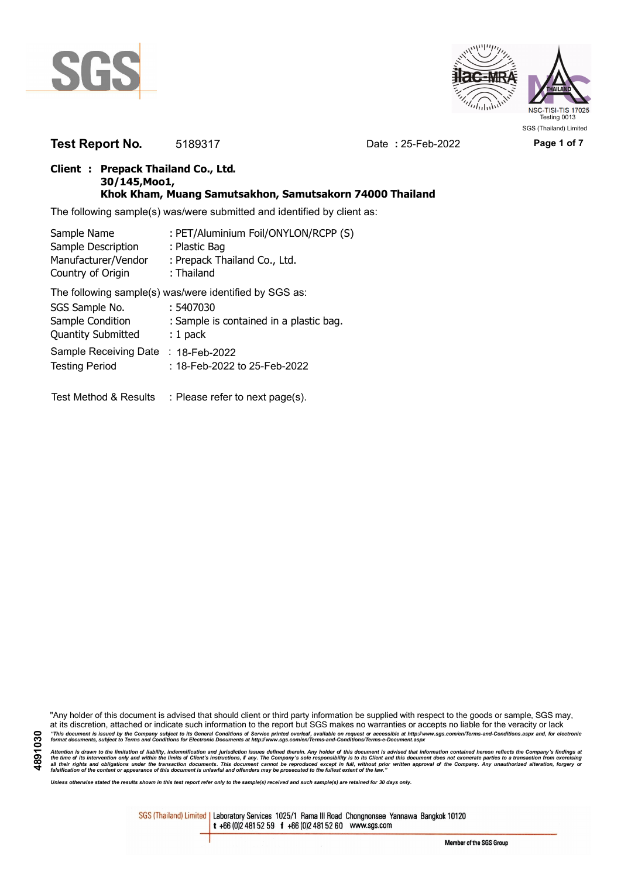SGS

NSC-TISI-TIS 17025
Testing 0013
SGS (Thailand) Limited

**Test Report No.** 5189317 Date **:** 25-Feb-2022

**Client : Prepack Thailand Co., Ltd.**
**30/145,Moo1,**
**Khok Kham, Muang Samutsakhon, Samutsakorn 74000 Thailand**

The following sample(s) was/were submitted and identified by client as:

Sample Name : PET/Aluminium Foil/ONYLON/RCPP (S)
Sample Description : Plastic Bag
Manufacturer/Vendor : Prepack Thailand Co., Ltd.
Country of Origin : Thailand

The following sample(s) was/were identified by SGS as:

SGS Sample No. : 5407030
Sample Condition : Sample is contained in a plastic bag.
Quantity Submitted : 1 pack

Sample Receiving Date : 18-Feb-2022
Testing Period : 18-Feb-2022 to 25-Feb-2022

Test Method & Results : Please refer to next page(s).

"Any holder of this document is advised that should client or third party information be supplied with respect to the goods or sample, SGS may, at its discretion, attached or indicate such information to the report but SGS makes no warranties or accepts no liable for the veracity or lack

*"This document is issued by the Company subject to its General Conditions of Service printed overleaf, available on request or accessible at http://www.sgs.com/en/Terms-and-Conditions.aspx and, for electronic format documents, subject to Terms and Conditions for Electronic Documents at http://www.sgs.com/en/Terms-and-Conditions/Terms-e-Document.aspx*

*Attention is drawn to the limitation of liability, indemnification and jurisdiction issues defined therein. Any holder of this document is advised that information contained hereon reflects the Company's findings at the time of its intervention only and within the limits of Client's instructions, if any. The Company's sole responsibility is to its Client and this document does not exonerate parties to a transaction from exercising all their rights and obligations under the transaction documents. This document cannot be reproduced except in full, without prior written approval of the Company. Any unauthorized alteration, forgery or falsification of the content or appearance of this document is unlawful and offenders may be prosecuted to the fullest extent of the law."*

*Unless otherwise stated the results shown in this test report refer only to the sample(s) received and such sample(s) are retained for 30 days only.*

4891030

SGS (Thailand) Limited | Laboratory Services 1025/1 Rama III Road Chongnonsee Yannawa Bangkok 10120
t +66 (0)2 481 52 59 f +66 (0)2 481 52 60 www.sgs.com

Member of the SGS Group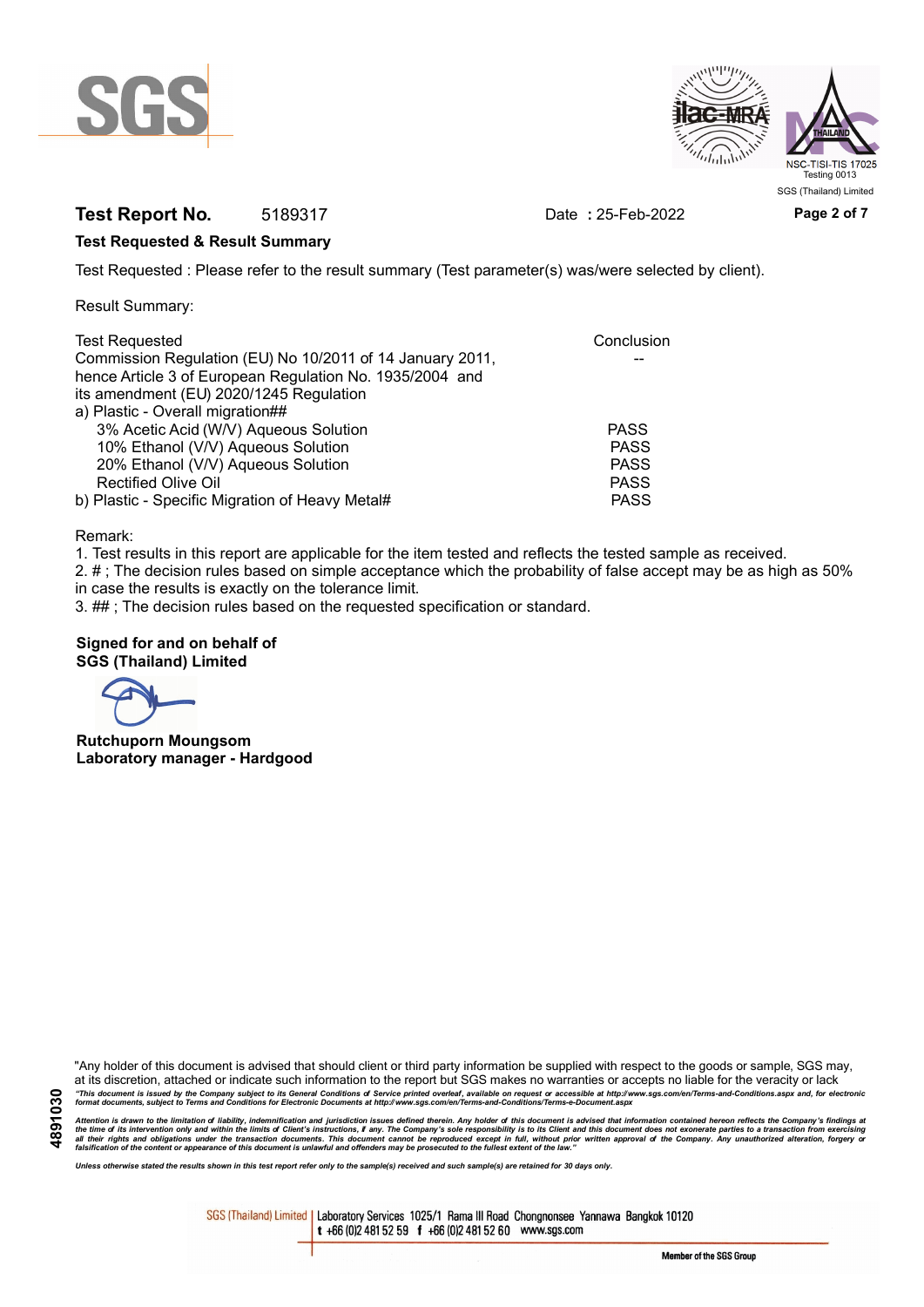**Test Report No.** 5189317 Date **:** 25-Feb-2022

**Test Requested & Result Summary**

Test Requested : Please refer to the result summary (Test parameter(s) was/were selected by client).

Result Summary:

| Test Requested | Conclusion |
|---|---|
| Commission Regulation (EU) No 10/2011 of 14 January 2011, hence Article 3 of European Regulation No. 1935/2004 and its amendment (EU) 2020/1245 Regulation | -- |
| a) Plastic - Overall migration## | |
| 3% Acetic Acid (W/V) Aqueous Solution | PASS |
| 10% Ethanol (V/V) Aqueous Solution | PASS |
| 20% Ethanol (V/V) Aqueous Solution | PASS |
| Rectified Olive Oil | PASS |
| b) Plastic - Specific Migration of Heavy Metal# | PASS |

Remark:

1. Test results in this report are applicable for the item tested and reflects the tested sample as received.
2. # ; The decision rules based on simple acceptance which the probability of false accept may be as high as 50% in case the results is exactly on the tolerance limit.
3. ## ; The decision rules based on the requested specification or standard.

**Signed for and on behalf of**
**SGS (Thailand) Limited**

**Rutchuporn Moungsom**
**Laboratory manager - Hardgood**

"Any holder of this document is advised that should client or third party information be supplied with respect to the goods or sample, SGS may, at its discretion, attached or indicate such information to the report but SGS makes no warranties or accepts no liable for the veracity or lack

*"This document is issued by the Company subject to its General Conditions of Service printed overleaf, available on request or accessible at http://www.sgs.com/en/Terms-and-Conditions.aspx and, for electronic format documents, subject to Terms and Conditions for Electronic Documents at http://www.sgs.com/en/Terms-and-Conditions/Terms-e-Document.aspx*

*Attention is drawn to the limitation of liability, indemnification and jurisdiction issues defined therein. Any holder of this document is advised that information contained hereon reflects the Company's findings at the time of its intervention only and within the limits of Client's instructions, if any. The Company's sole responsibility is to its Client and this document does not exonerate parties to a transaction from exercising all their rights and obligations under the transaction documents. This document cannot be reproduced except in full, without prior written approval of the Company. Any unauthorized alteration, forgery or falsification of the content or appearance of this document is unlawful and offenders may be prosecuted to the fullest extent of the law."*

*Unless otherwise stated the results shown in this test report refer only to the sample(s) received and such sample(s) are retained for 30 days only.*

4891030

SGS (Thailand) Limited | Laboratory Services 1025/1 Rama III Road Chongnonsee Yannawa Bangkok 10120 t +66 (0)2 481 52 59 f +66 (0)2 481 52 60 www.sgs.com

Member of the SGS Group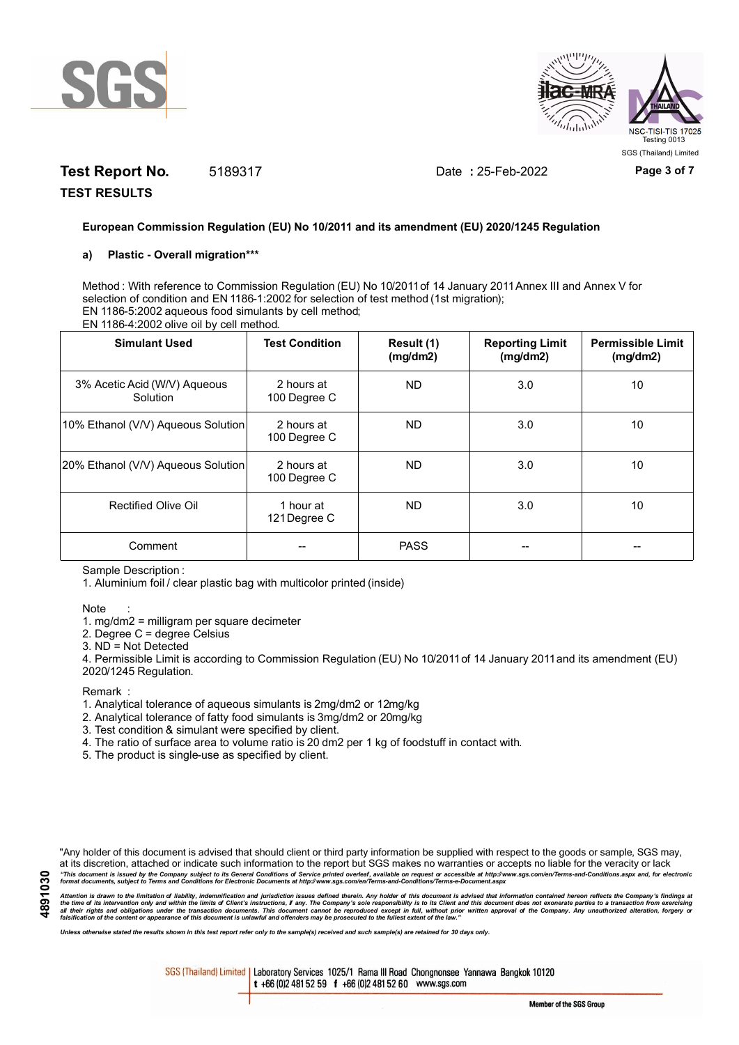**Test Report No.** 5189317 Date : 25-Feb-2022

**TEST RESULTS**

**European Commission Regulation (EU) No 10/2011 and its amendment (EU) 2020/1245 Regulation**

**a) Plastic - Overall migration*****

Method : With reference to Commission Regulation (EU) No 10/2011 of 14 January 2011 Annex III and Annex V for selection of condition and EN 1186-1:2002 for selection of test method (1st migration);
EN 1186-5:2002 aqueous food simulants by cell method;
EN 1186-4:2002 olive oil by cell method.

| Simulant Used | Test Condition | Result (1) (mg/dm2) | Reporting Limit (mg/dm2) | Permissible Limit (mg/dm2) |
|---|---|---|---|---|
| 3% Acetic Acid (W/V) Aqueous Solution | 2 hours at 100 Degree C | ND | 3.0 | 10 |
| 10% Ethanol (V/V) Aqueous Solution | 2 hours at 100 Degree C | ND | 3.0 | 10 |
| 20% Ethanol (V/V) Aqueous Solution | 2 hours at 100 Degree C | ND | 3.0 | 10 |
| Rectified Olive Oil | 1 hour at 121 Degree C | ND | 3.0 | 10 |
| Comment | -- | PASS | -- | -- |

Sample Description :
1. Aluminium foil / clear plastic bag with multicolor printed (inside)

Note :
1. mg/dm2 = milligram per square decimeter
2. Degree C = degree Celsius
3. ND = Not Detected
4. Permissible Limit is according to Commission Regulation (EU) No 10/2011 of 14 January 2011 and its amendment (EU) 2020/1245 Regulation.

Remark :
1. Analytical tolerance of aqueous simulants is 2mg/dm2 or 12mg/kg
2. Analytical tolerance of fatty food simulants is 3mg/dm2 or 20mg/kg
3. Test condition & simulant were specified by client.
4. The ratio of surface area to volume ratio is 20 dm2 per 1 kg of foodstuff in contact with.
5. The product is single-use as specified by client.

"Any holder of this document is advised that should client or third party information be supplied with respect to the goods or sample, SGS may, at its discretion, attached or indicate such information to the report but SGS makes no warranties or accepts no liable for the veracity or lack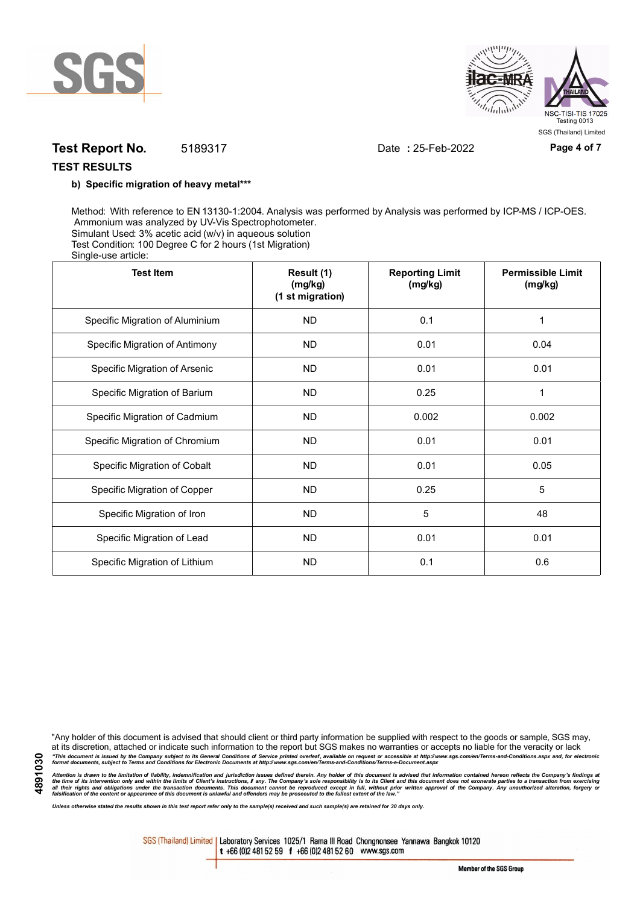**Test Report No.** 5189317 Date **:** 25-Feb-2022

**TEST RESULTS**

**b) Specific migration of heavy metal*****

Method: With reference to EN 13130-1:2004. Analysis was performed by Analysis was performed by ICP-MS / ICP-OES. Ammonium was analyzed by UV-Vis Spectrophotometer.
Simulant Used: 3% acetic acid (w/v) in aqueous solution
Test Condition: 100 Degree C for 2 hours (1st Migration)
Single-use article:

| Test Item | Result (1) (mg/kg) (1 st migration) | Reporting Limit (mg/kg) | Permissible Limit (mg/kg) |
|---|---|---|---|
| Specific Migration of Aluminium | ND | 0.1 | 1 |
| Specific Migration of Antimony | ND | 0.01 | 0.04 |
| Specific Migration of Arsenic | ND | 0.01 | 0.01 |
| Specific Migration of Barium | ND | 0.25 | 1 |
| Specific Migration of Cadmium | ND | 0.002 | 0.002 |
| Specific Migration of Chromium | ND | 0.01 | 0.01 |
| Specific Migration of Cobalt | ND | 0.01 | 0.05 |
| Specific Migration of Copper | ND | 0.25 | 5 |
| Specific Migration of Iron | ND | 5 | 48 |
| Specific Migration of Lead | ND | 0.01 | 0.01 |
| Specific Migration of Lithium | ND | 0.1 | 0.6 |

"Any holder of this document is advised that should client or third party information be supplied with respect to the goods or sample, SGS may, at its discretion, attached or indicate such information to the report but SGS makes no warranties or accepts no liable for the veracity or lack

*"This document is issued by the Company subject to its General Conditions of Service printed overleaf, available on request or accessible at http://www.sgs.com/en/Terms-and-Conditions.aspx and, for electronic format documents, subject to Terms and Conditions for Electronic Documents at http://www.sgs.com/en/Terms-and-Conditions/Terms-e-Document.aspx*

*Attention is drawn to the limitation of liability, indemnification and jurisdiction issues defined therein. Any holder of this document is advised that information contained hereon reflects the Company's findings at the time of its intervention only and within the limits of Client's instructions, if any. The Company's sole responsibility is to its Client and this document does not exonerate parties to a transaction from exercising all their rights and obligations under the transaction documents. This document cannot be reproduced except in full, without prior written approval of the Company. Any unauthorized alteration, forgery or falsification of the content or appearance of this document is unlawful and offenders may be prosecuted to the fullest extent of the law."*

*Unless otherwise stated the results shown in this test report refer only to the sample(s) received and such sample(s) are retained for 30 days only.*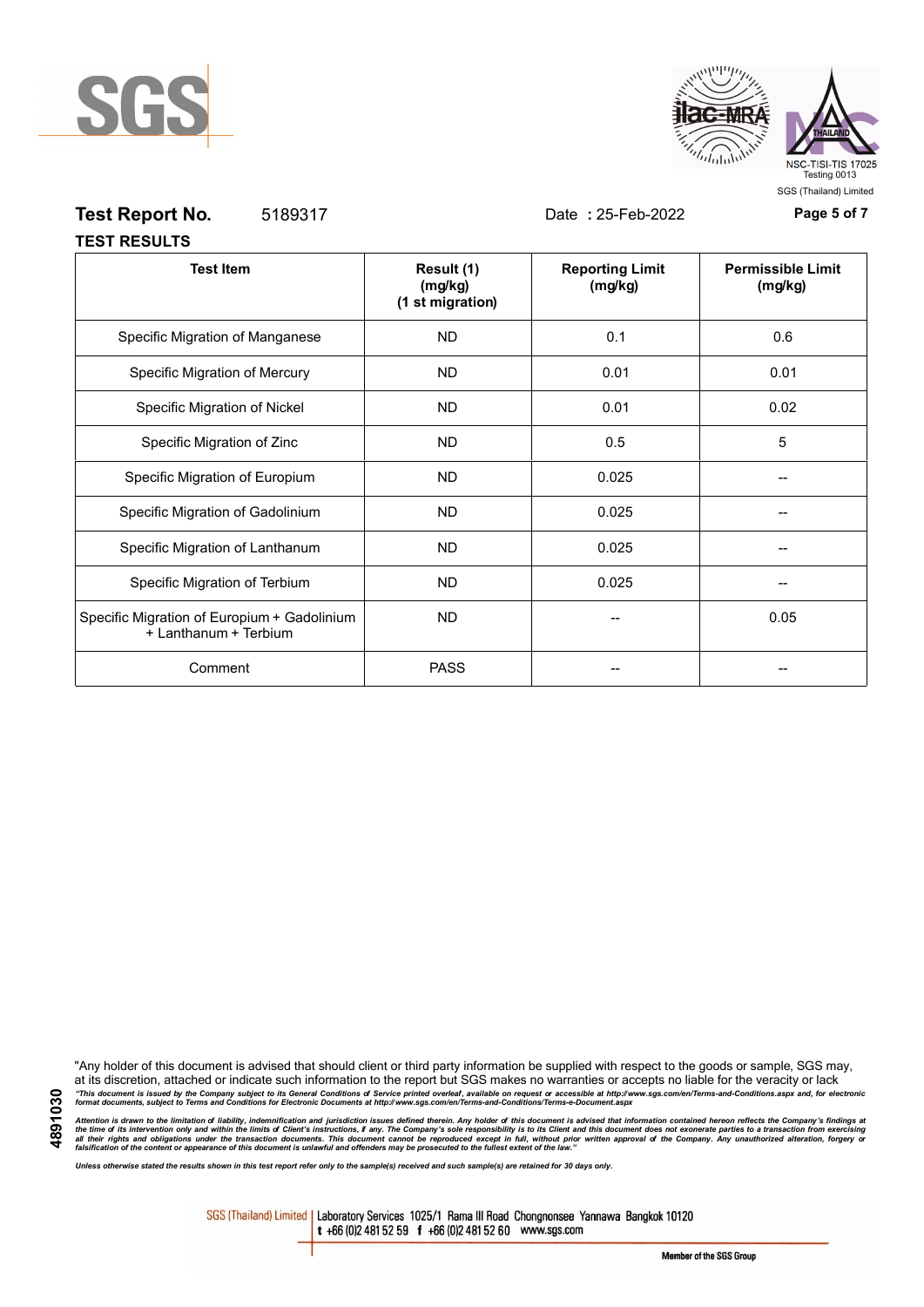**Test Report No.** 5189317 Date : 25-Feb-2022

**TEST RESULTS**

| Test Item | Result (1) (mg/kg) (1 st migration) | Reporting Limit (mg/kg) | Permissible Limit (mg/kg) |
|---|---|---|---|
| Specific Migration of Manganese | ND | 0.1 | 0.6 |
| Specific Migration of Mercury | ND | 0.01 | 0.01 |
| Specific Migration of Nickel | ND | 0.01 | 0.02 |
| Specific Migration of Zinc | ND | 0.5 | 5 |
| Specific Migration of Europium | ND | 0.025 | -- |
| Specific Migration of Gadolinium | ND | 0.025 | -- |
| Specific Migration of Lanthanum | ND | 0.025 | -- |
| Specific Migration of Terbium | ND | 0.025 | -- |
| Specific Migration of Europium + Gadolinium + Lanthanum + Terbium | ND | -- | 0.05 |
| Comment | PASS | -- | -- |

"Any holder of this document is advised that should client or third party information be supplied with respect to the goods or sample, SGS may, at its discretion, attached or indicate such information to the report but SGS makes no warranties or accepts no liable for the veracity or lack

*"This document is issued by the Company subject to its General Conditions of Service printed overleaf, available on request or accessible at http://www.sgs.com/en/Terms-and-Conditions.aspx and, for electronic format documents, subject to Terms and Conditions for Electronic Documents at http://www.sgs.com/en/Terms-and-Conditions/Terms-e-Document.aspx*

*Attention is drawn to the limitation of liability, indemnification and jurisdiction issues defined therein. Any holder of this document is advised that information contained hereon reflects the Company's findings at the time of its intervention only and within the limits of Client's instructions, if any. The Company's sole responsibility is to its Client and this document does not exonerate parties to a transaction from exercising all their rights and obligations under the transaction documents. This document cannot be reproduced except in full, without prior written approval of the Company. Any unauthorized alteration, forgery or falsification of the content or appearance of this document is unlawful and offenders may be prosecuted to the fullest extent of the law."*

*Unless otherwise stated the results shown in this test report refer only to the sample(s) received and such sample(s) are retained for 30 days only.*

4891030

SGS (Thailand) Limited | Laboratory Services 1025/1 Rama III Road Chongnonsee Yannawa Bangkok 10120 t +66 (0)2 481 52 59 f +66 (0)2 481 52 60 www.sgs.com

Member of the SGS Group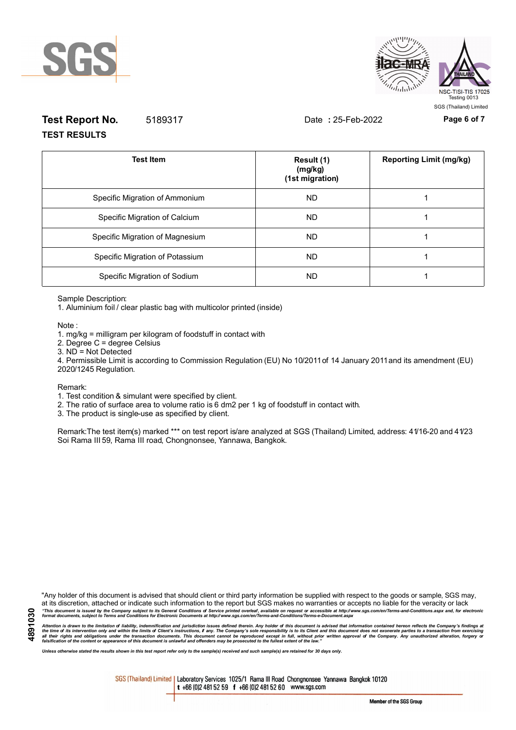**Test Report No.** 5189317 Date **:** 25-Feb-2022

**TEST RESULTS**

| Test Item | Result (1) (mg/kg) (1st migration) | Reporting Limit (mg/kg) |
|---|---|---|
| Specific Migration of Ammonium | ND | 1 |
| Specific Migration of Calcium | ND | 1 |
| Specific Migration of Magnesium | ND | 1 |
| Specific Migration of Potassium | ND | 1 |
| Specific Migration of Sodium | ND | 1 |

Sample Description:

1. Aluminium foil / clear plastic bag with multicolor printed (inside)

Note :

1. mg/kg = milligram per kilogram of foodstuff in contact with
2. Degree C = degree Celsius
3. ND = Not Detected
4. Permissible Limit is according to Commission Regulation (EU) No 10/2011 of 14 January 2011 and its amendment (EU) 2020/1245 Regulation.

Remark:

1. Test condition & simulant were specified by client.
2. The ratio of surface area to volume ratio is 6 dm2 per 1 kg of foodstuff in contact with.
3. The product is single-use as specified by client.

Remark:The test item(s) marked *** on test report is/are analyzed at SGS (Thailand) Limited, address: 41/16-20 and 41/23 Soi Rama III 59, Rama III road, Chongnonsee, Yannawa, Bangkok.

"Any holder of this document is advised that should client or third party information be supplied with respect to the goods or sample, SGS may, at its discretion, attached or indicate such information to the report but SGS makes no warranties or accepts no liable for the veracity or lack

*"This document is issued by the Company subject to its General Conditions of Service printed overleaf, available on request or accessible at http://www.sgs.com/en/Terms-and-Conditions.aspx and, for electronic format documents, subject to Terms and Conditions for Electronic Documents at http://www.sgs.com/en/Terms-and-Conditions/Terms-e-Document.aspx*

*Attention is drawn to the limitation of liability, indemnification and jurisdiction issues defined therein. Any holder of this document is advised that information contained hereon reflects the Company's findings at the time of its intervention only and within the limits of Client's instructions, if any. The Company's sole responsibility is to its Client and this document does not exonerate parties to a transaction from exercising all their rights and obligations under the transaction documents. This document cannot be reproduced except in full, without prior written approval of the Company. Any unauthorized alteration, forgery or falsification of the content or appearance of this document is unlawful and offenders may be prosecuted to the fullest extent of the law."*

*Unless otherwise stated the results shown in this test report refer only to the sample(s) received and such sample(s) are retained for 30 days only.*

SGS (Thailand) Limited | Laboratory Services 1025/1 Rama III Road Chongnonsee Yannawa Bangkok 10120 t +66 (0)2 481 52 59 f +66 (0)2 481 52 60 www.sgs.com

Member of the SGS Group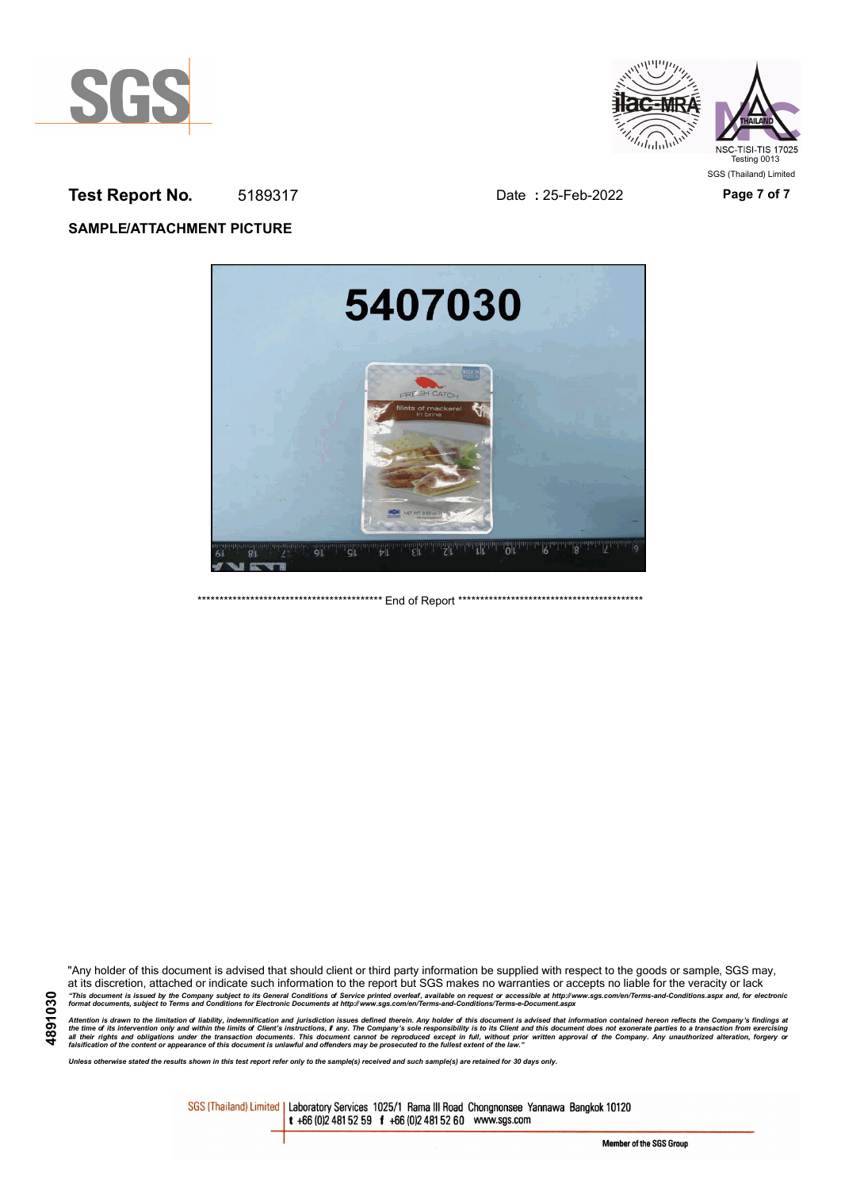**Test Report No.** 5189317 Date **:** 25-Feb-2022

**SAMPLE/ATTACHMENT PICTURE**

5407030

******************************************** End of Report ********************************************

"Any holder of this document is advised that should client or third party information be supplied with respect to the goods or sample, SGS may, at its discretion, attached or indicate such information to the report but SGS makes no warranties or accepts no liable for the veracity or lack

*"This document is issued by the Company subject to its General Conditions of Service printed overleaf, available on request or accessible at http://www.sgs.com/en/Terms-and-Conditions.aspx and, for electronic format documents, subject to Terms and Conditions for Electronic Documents at http://www.sgs.com/en/Terms-and-Conditions/Terms-e-Document.aspx*

*Attention is drawn to the limitation of liability, indemnification and jurisdiction issues defined therein. Any holder of this document is advised that information contained hereon reflects the Company's findings at the time of its intervention only and within the limits of Client's instructions, if any. The Company's sole responsibility is to its Client and this document does not exonerate parties to a transaction from exercising all their rights and obligations under the transaction documents. This document cannot be reproduced except in full, without prior written approval of the Company. Any unauthorized alteration, forgery or falsification of the content or appearance of this document is unlawful and offenders may be prosecuted to the fullest extent of the law."*

*Unless otherwise stated the results shown in this test report refer only to the sample(s) received and such sample(s) are retained for 30 days only.*

4891030

SGS (Thailand) Limited | Laboratory Services 1025/1 Rama III Road Chongnonsee Yannawa Bangkok 10120
t +66 (0)2 481 52 59 f +66 (0)2 481 52 60 www.sgs.com

Member of the SGS Group